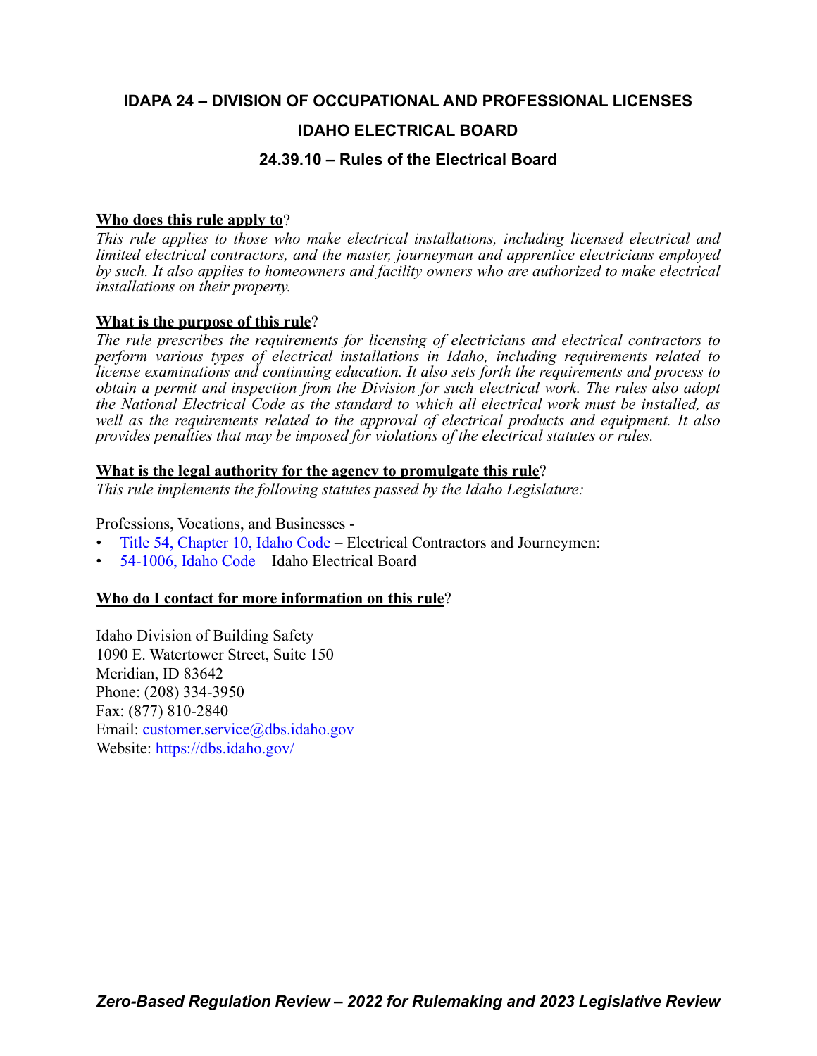# IDAPA 24 – DIVISION OF OCCUPATIONAL AND PROFESSIONAL LICENSES

## IDAHO ELECTRICAL BOARD

### 24.39.10 – Rules of the Electrical Board

**Who does this rule apply to**?

*This rule applies to those who make electrical installations, including licensed electrical and limited electrical contractors, and the master, journeyman and apprentice electricians employed by such. It also applies to homeowners and facility owners who are authorized to make electrical installations on their property.*

**What is the purpose of this rule**?

*The rule prescribes the requirements for licensing of electricians and electrical contractors to perform various types of electrical installations in Idaho, including requirements related to license examinations and continuing education. It also sets forth the requirements and process to obtain a permit and inspection from the Division for such electrical work. The rules also adopt the National Electrical Code as the standard to which all electrical work must be installed, as well as the requirements related to the approval of electrical products and equipment. It also provides penalties that may be imposed for violations of the electrical statutes or rules.*

**What is the legal authority for the agency to promulgate this rule**?

*This rule implements the following statutes passed by the Idaho Legislature:*

Professions, Vocations, and Businesses -

- Title 54, Chapter 10, Idaho Code – Electrical Contractors and Journeymen:
- 54-1006, Idaho Code – Idaho Electrical Board

**Who do I contact for more information on this rule**?

Idaho Division of Building Safety
1090 E. Watertower Street, Suite 150
Meridian, ID 83642
Phone: (208) 334-3950
Fax: (877) 810-2840
Email: customer.service@dbs.idaho.gov
Website: https://dbs.idaho.gov/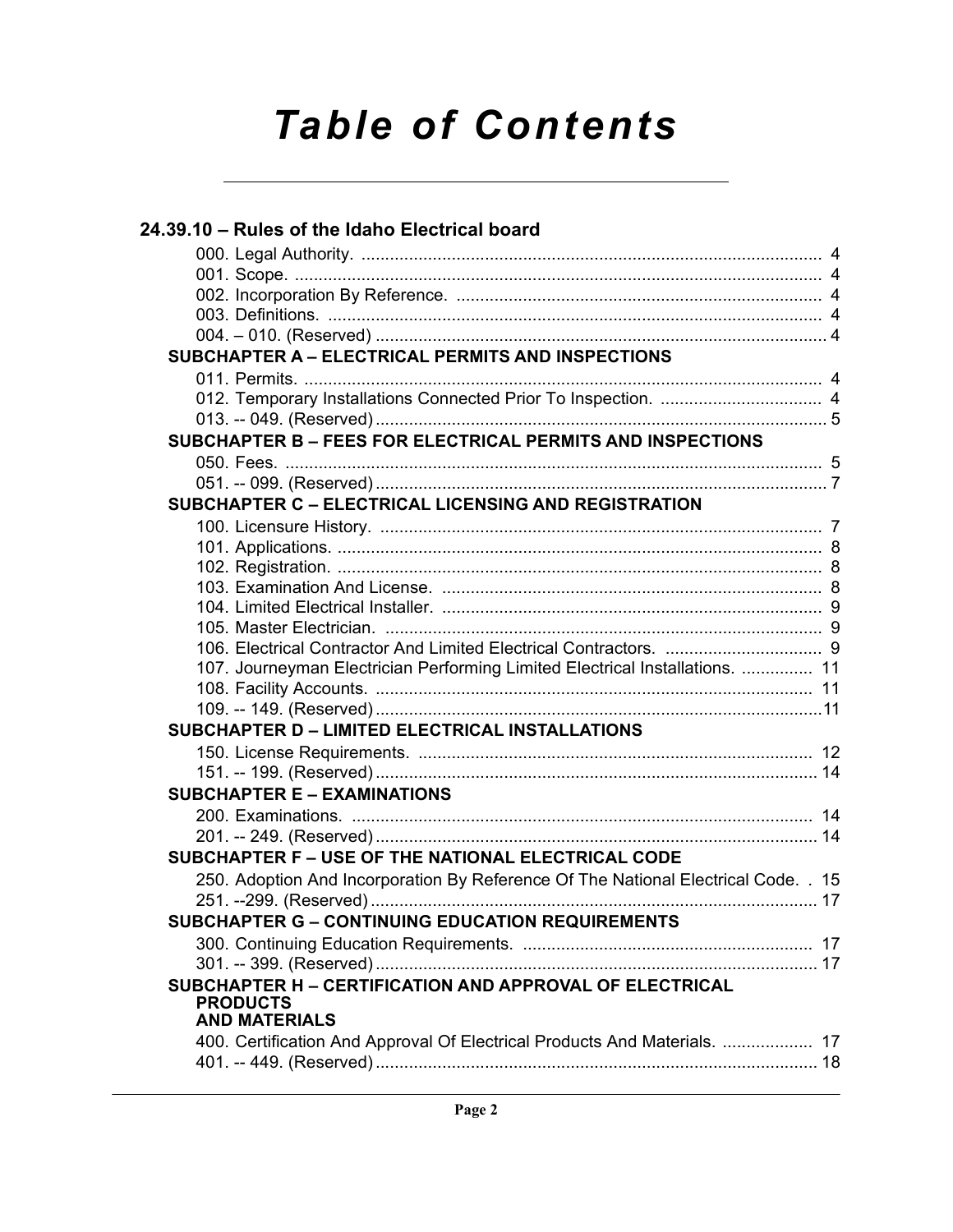# Table of Contents

## 24.39.10 – Rules of the Idaho Electrical board

000. Legal Authority. .... 4
001. Scope. .... 4
002. Incorporation By Reference. .... 4
003. Definitions. .... 4
004. – 010. (Reserved) .... 4

### SUBCHAPTER A – ELECTRICAL PERMITS AND INSPECTIONS

011. Permits. .... 4
012. Temporary Installations Connected Prior To Inspection. .... 4
013. -- 049. (Reserved) .... 5

### SUBCHAPTER B – FEES FOR ELECTRICAL PERMITS AND INSPECTIONS

050. Fees. .... 5
051. -- 099. (Reserved) .... 7

### SUBCHAPTER C – ELECTRICAL LICENSING AND REGISTRATION

100. Licensure History. .... 7
101. Applications. .... 8
102. Registration. .... 8
103. Examination And License. .... 8
104. Limited Electrical Installer. .... 9
105. Master Electrician. .... 9
106. Electrical Contractor And Limited Electrical Contractors. .... 9
107. Journeyman Electrician Performing Limited Electrical Installations. .... 11
108. Facility Accounts. .... 11
109. -- 149. (Reserved) .... 11

### SUBCHAPTER D – LIMITED ELECTRICAL INSTALLATIONS

150. License Requirements. .... 12
151. -- 199. (Reserved) .... 14

### SUBCHAPTER E – EXAMINATIONS

200. Examinations. .... 14
201. -- 249. (Reserved) .... 14

### SUBCHAPTER F – USE OF THE NATIONAL ELECTRICAL CODE

250. Adoption And Incorporation By Reference Of The National Electrical Code. . 15
251. --299. (Reserved) .... 17

### SUBCHAPTER G – CONTINUING EDUCATION REQUIREMENTS

300. Continuing Education Requirements. .... 17
301. -- 399. (Reserved) .... 17

### SUBCHAPTER H – CERTIFICATION AND APPROVAL OF ELECTRICAL PRODUCTS AND MATERIALS

400. Certification And Approval Of Electrical Products And Materials. .... 17
401. -- 449. (Reserved) .... 18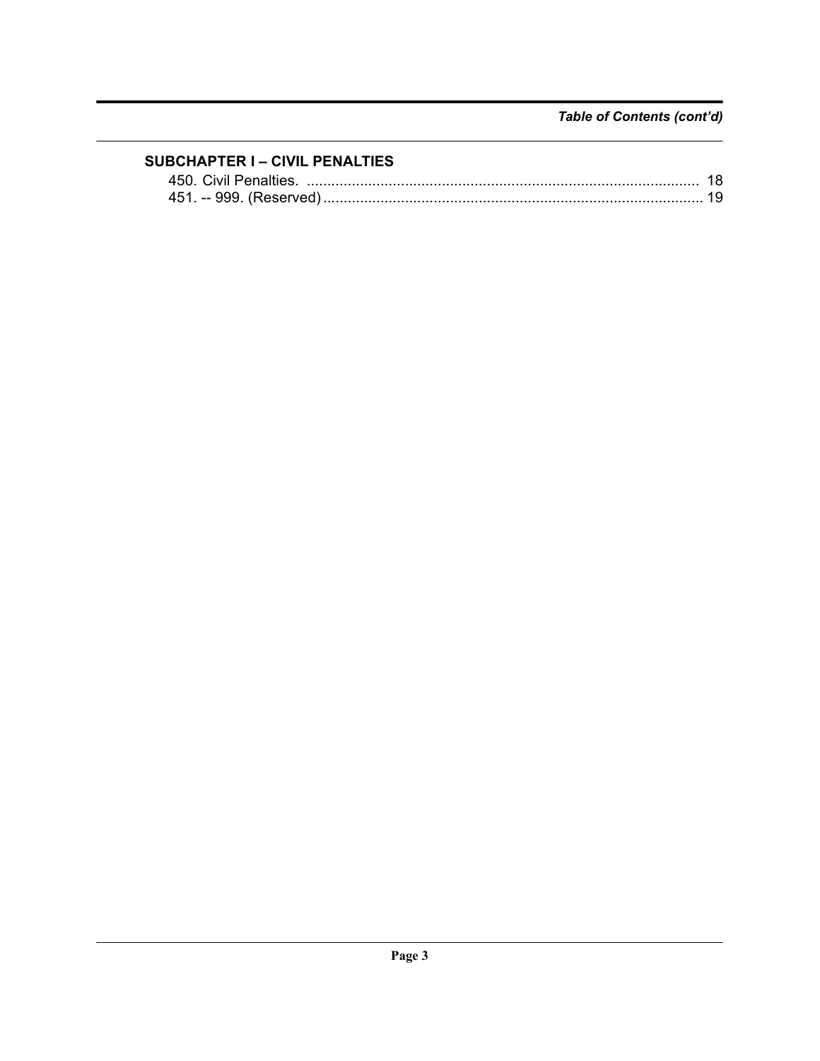*Table of Contents (cont'd)*

**SUBCHAPTER I – CIVIL PENALTIES**

450. Civil Penalties. ........................................................................................ 18

451. -- 999. (Reserved) ........................................................................................ 19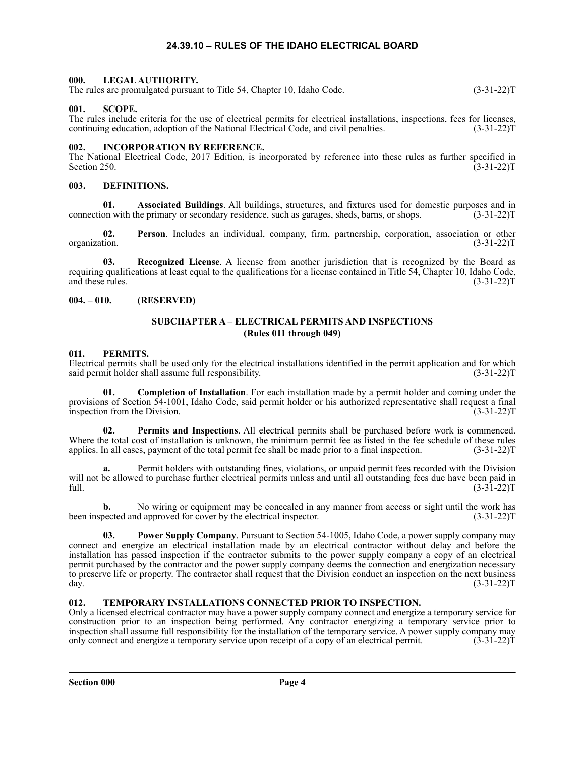# 24.39.10 – RULES OF THE IDAHO ELECTRICAL BOARD

### 000. LEGAL AUTHORITY.

The rules are promulgated pursuant to Title 54, Chapter 10, Idaho Code. (3-31-22)T

### 001. SCOPE.

The rules include criteria for the use of electrical permits for electrical installations, inspections, fees for licenses, continuing education, adoption of the National Electrical Code, and civil penalties. (3-31-22)T

### 002. INCORPORATION BY REFERENCE.

The National Electrical Code, 2017 Edition, is incorporated by reference into these rules as further specified in Section 250. (3-31-22)T

### 003. DEFINITIONS.

**01. Associated Buildings**. All buildings, structures, and fixtures used for domestic purposes and in connection with the primary or secondary residence, such as garages, sheds, barns, or shops. (3-31-22)T

**02. Person**. Includes an individual, company, firm, partnership, corporation, association or other organization. (3-31-22)T

**03. Recognized License**. A license from another jurisdiction that is recognized by the Board as requiring qualifications at least equal to the qualifications for a license contained in Title 54, Chapter 10, Idaho Code, and these rules. (3-31-22)T

### 004. – 010. (RESERVED)

## SUBCHAPTER A – ELECTRICAL PERMITS AND INSPECTIONS (Rules 011 through 049)

### 011. PERMITS.

Electrical permits shall be used only for the electrical installations identified in the permit application and for which said permit holder shall assume full responsibility. (3-31-22)T

**01. Completion of Installation**. For each installation made by a permit holder and coming under the provisions of Section 54-1001, Idaho Code, said permit holder or his authorized representative shall request a final inspection from the Division. (3-31-22)T

**02. Permits and Inspections**. All electrical permits shall be purchased before work is commenced. Where the total cost of installation is unknown, the minimum permit fee as listed in the fee schedule of these rules applies. In all cases, payment of the total permit fee shall be made prior to a final inspection. (3-31-22)T

**a.** Permit holders with outstanding fines, violations, or unpaid permit fees recorded with the Division will not be allowed to purchase further electrical permits unless and until all outstanding fees due have been paid in full. (3-31-22)T

**b.** No wiring or equipment may be concealed in any manner from access or sight until the work has been inspected and approved for cover by the electrical inspector. (3-31-22)T

**03. Power Supply Company**. Pursuant to Section 54-1005, Idaho Code, a power supply company may connect and energize an electrical installation made by an electrical contractor without delay and before the installation has passed inspection if the contractor submits to the power supply company a copy of an electrical permit purchased by the contractor and the power supply company deems the connection and energization necessary to preserve life or property. The contractor shall request that the Division conduct an inspection on the next business day. (3-31-22)T

### 012. TEMPORARY INSTALLATIONS CONNECTED PRIOR TO INSPECTION.

Only a licensed electrical contractor may have a power supply company connect and energize a temporary service for construction prior to an inspection being performed. Any contractor energizing a temporary service prior to inspection shall assume full responsibility for the installation of the temporary service. A power supply company may only connect and energize a temporary service upon receipt of a copy of an electrical permit. (3-31-22)T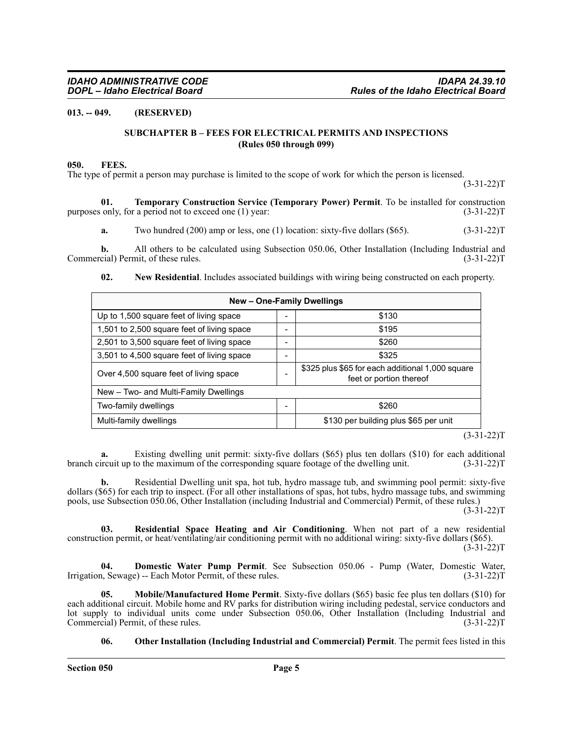**013. -- 049. (RESERVED)**

## SUBCHAPTER B – FEES FOR ELECTRICAL PERMITS AND INSPECTIONS
### (Rules 050 through 099)

**050. FEES.**

The type of permit a person may purchase is limited to the scope of work for which the person is licensed. (3-31-22)T

**01. Temporary Construction Service (Temporary Power) Permit**. To be installed for construction purposes only, for a period not to exceed one (1) year: (3-31-22)T

**a.** Two hundred (200) amp or less, one (1) location: sixty-five dollars ($65). (3-31-22)T

**b.** All others to be calculated using Subsection 050.06, Other Installation (Including Industrial and Commercial) Permit, of these rules. (3-31-22)T

**02. New Residential**. Includes associated buildings with wiring being constructed on each property.

| New – One-Family Dwellings | | |
|---|---|---|
| Up to 1,500 square feet of living space | - | $130 |
| 1,501 to 2,500 square feet of living space | - | $195 |
| 2,501 to 3,500 square feet of living space | - | $260 |
| 3,501 to 4,500 square feet of living space | - | $325 |
| Over 4,500 square feet of living space | - | $325 plus $65 for each additional 1,000 square feet or portion thereof |
| New – Two- and Multi-Family Dwellings | | |
| Two-family dwellings | - | $260 |
| Multi-family dwellings | | $130 per building plus $65 per unit |

(3-31-22)T

**a.** Existing dwelling unit permit: sixty-five dollars ($65) plus ten dollars ($10) for each additional branch circuit up to the maximum of the corresponding square footage of the dwelling unit. (3-31-22)T

**b.** Residential Dwelling unit spa, hot tub, hydro massage tub, and swimming pool permit: sixty-five dollars ($65) for each trip to inspect. (For all other installations of spas, hot tubs, hydro massage tubs, and swimming pools, use Subsection 050.06, Other Installation (including Industrial and Commercial) Permit, of these rules.) (3-31-22)T

**03. Residential Space Heating and Air Conditioning**. When not part of a new residential construction permit, or heat/ventilating/air conditioning permit with no additional wiring: sixty-five dollars ($65). (3-31-22)T

**04. Domestic Water Pump Permit**. See Subsection 050.06 - Pump (Water, Domestic Water, Irrigation, Sewage) -- Each Motor Permit, of these rules. (3-31-22)T

**05. Mobile/Manufactured Home Permit**. Sixty-five dollars ($65) basic fee plus ten dollars ($10) for each additional circuit. Mobile home and RV parks for distribution wiring including pedestal, service conductors and lot supply to individual units come under Subsection 050.06, Other Installation (Including Industrial and Commercial) Permit, of these rules. (3-31-22)T

**06. Other Installation (Including Industrial and Commercial) Permit**. The permit fees listed in this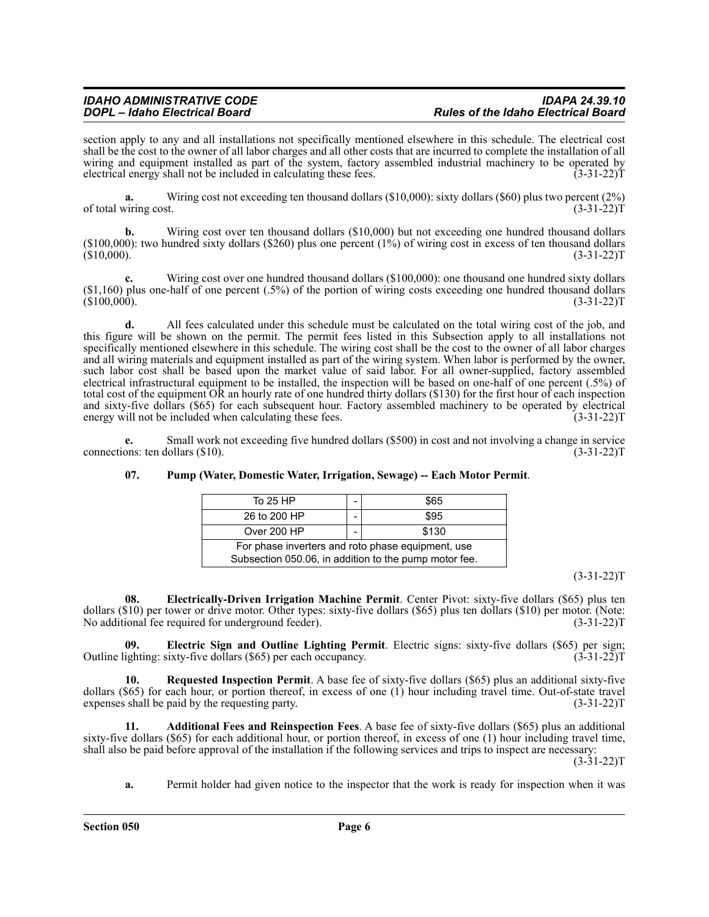section apply to any and all installations not specifically mentioned elsewhere in this schedule. The electrical cost shall be the cost to the owner of all labor charges and all other costs that are incurred to complete the installation of all wiring and equipment installed as part of the system, factory assembled industrial machinery to be operated by electrical energy shall not be included in calculating these fees. (3-31-22)T

**a.** Wiring cost not exceeding ten thousand dollars ($10,000): sixty dollars ($60) plus two percent (2%) of total wiring cost. (3-31-22)T

**b.** Wiring cost over ten thousand dollars ($10,000) but not exceeding one hundred thousand dollars ($100,000): two hundred sixty dollars ($260) plus one percent (1%) of wiring cost in excess of ten thousand dollars ($10,000). (3-31-22)T

**c.** Wiring cost over one hundred thousand dollars ($100,000): one thousand one hundred sixty dollars ($1,160) plus one-half of one percent (.5%) of the portion of wiring costs exceeding one hundred thousand dollars ($100,000). (3-31-22)T

**d.** All fees calculated under this schedule must be calculated on the total wiring cost of the job, and this figure will be shown on the permit. The permit fees listed in this Subsection apply to all installations not specifically mentioned elsewhere in this schedule. The wiring cost shall be the cost to the owner of all labor charges and all wiring materials and equipment installed as part of the wiring system. When labor is performed by the owner, such labor cost shall be based upon the market value of said labor. For all owner-supplied, factory assembled electrical infrastructural equipment to be installed, the inspection will be based on one-half of one percent (.5%) of total cost of the equipment OR an hourly rate of one hundred thirty dollars ($130) for the first hour of each inspection and sixty-five dollars ($65) for each subsequent hour. Factory assembled machinery to be operated by electrical energy will not be included when calculating these fees. (3-31-22)T

**e.** Small work not exceeding five hundred dollars ($500) in cost and not involving a change in service connections: ten dollars ($10). (3-31-22)T

**07. Pump (Water, Domestic Water, Irrigation, Sewage) -- Each Motor Permit**.

| To 25 HP | - | $65 |
|---|---|---|
| 26 to 200 HP | - | $95 |
| Over 200 HP | - | $130 |
| For phase inverters and roto phase equipment, use Subsection 050.06, in addition to the pump motor fee. | | |

(3-31-22)T

**08. Electrically-Driven Irrigation Machine Permit**. Center Pivot: sixty-five dollars ($65) plus ten dollars ($10) per tower or drive motor. Other types: sixty-five dollars ($65) plus ten dollars ($10) per motor. (Note: No additional fee required for underground feeder). (3-31-22)T

**09. Electric Sign and Outline Lighting Permit**. Electric signs: sixty-five dollars ($65) per sign; Outline lighting: sixty-five dollars ($65) per each occupancy. (3-31-22)T

**10. Requested Inspection Permit**. A base fee of sixty-five dollars ($65) plus an additional sixty-five dollars ($65) for each hour, or portion thereof, in excess of one (1) hour including travel time. Out-of-state travel expenses shall be paid by the requesting party. (3-31-22)T

**11. Additional Fees and Reinspection Fees**. A base fee of sixty-five dollars ($65) plus an additional sixty-five dollars ($65) for each additional hour, or portion thereof, in excess of one (1) hour including travel time, shall also be paid before approval of the installation if the following services and trips to inspect are necessary: (3-31-22)T

**a.** Permit holder had given notice to the inspector that the work is ready for inspection when it was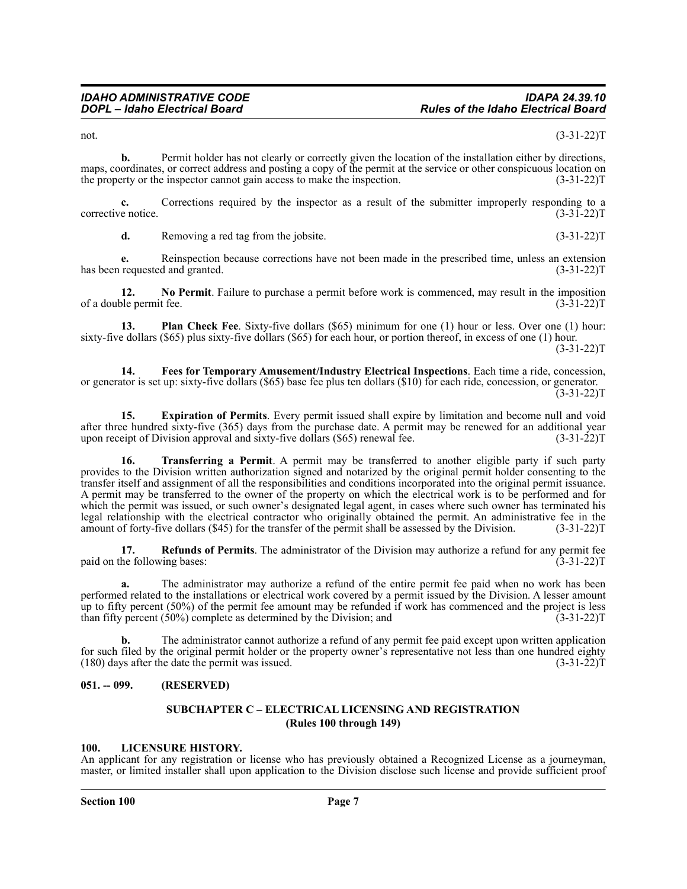not. (3-31-22)T

**b.** Permit holder has not clearly or correctly given the location of the installation either by directions, maps, coordinates, or correct address and posting a copy of the permit at the service or other conspicuous location on the property or the inspector cannot gain access to make the inspection. (3-31-22)T

**c.** Corrections required by the inspector as a result of the submitter improperly responding to a corrective notice. (3-31-22)T

**d.** Removing a red tag from the jobsite. (3-31-22)T

**e.** Reinspection because corrections have not been made in the prescribed time, unless an extension has been requested and granted. (3-31-22)T

**12. No Permit**. Failure to purchase a permit before work is commenced, may result in the imposition of a double permit fee. (3-31-22)T

**13. Plan Check Fee**. Sixty-five dollars ($65) minimum for one (1) hour or less. Over one (1) hour: sixty-five dollars ($65) plus sixty-five dollars ($65) for each hour, or portion thereof, in excess of one (1) hour. (3-31-22)T

**14. Fees for Temporary Amusement/Industry Electrical Inspections**. Each time a ride, concession, or generator is set up: sixty-five dollars ($65) base fee plus ten dollars ($10) for each ride, concession, or generator. (3-31-22)T

**15. Expiration of Permits**. Every permit issued shall expire by limitation and become null and void after three hundred sixty-five (365) days from the purchase date. A permit may be renewed for an additional year upon receipt of Division approval and sixty-five dollars ($65) renewal fee. (3-31-22)T

**16. Transferring a Permit**. A permit may be transferred to another eligible party if such party provides to the Division written authorization signed and notarized by the original permit holder consenting to the transfer itself and assignment of all the responsibilities and conditions incorporated into the original permit issuance. A permit may be transferred to the owner of the property on which the electrical work is to be performed and for which the permit was issued, or such owner's designated legal agent, in cases where such owner has terminated his legal relationship with the electrical contractor who originally obtained the permit. An administrative fee in the amount of forty-five dollars ($45) for the transfer of the permit shall be assessed by the Division. (3-31-22)T

**17. Refunds of Permits**. The administrator of the Division may authorize a refund for any permit fee paid on the following bases: (3-31-22)T

**a.** The administrator may authorize a refund of the entire permit fee paid when no work has been performed related to the installations or electrical work covered by a permit issued by the Division. A lesser amount up to fifty percent (50%) of the permit fee amount may be refunded if work has commenced and the project is less than fifty percent (50%) complete as determined by the Division; and (3-31-22)T

**b.** The administrator cannot authorize a refund of any permit fee paid except upon written application for such filed by the original permit holder or the property owner's representative not less than one hundred eighty (180) days after the date the permit was issued. (3-31-22)T

## 051. -- 099. (RESERVED)

## SUBCHAPTER C – ELECTRICAL LICENSING AND REGISTRATION (Rules 100 through 149)

## 100. LICENSURE HISTORY.

An applicant for any registration or license who has previously obtained a Recognized License as a journeyman, master, or limited installer shall upon application to the Division disclose such license and provide sufficient proof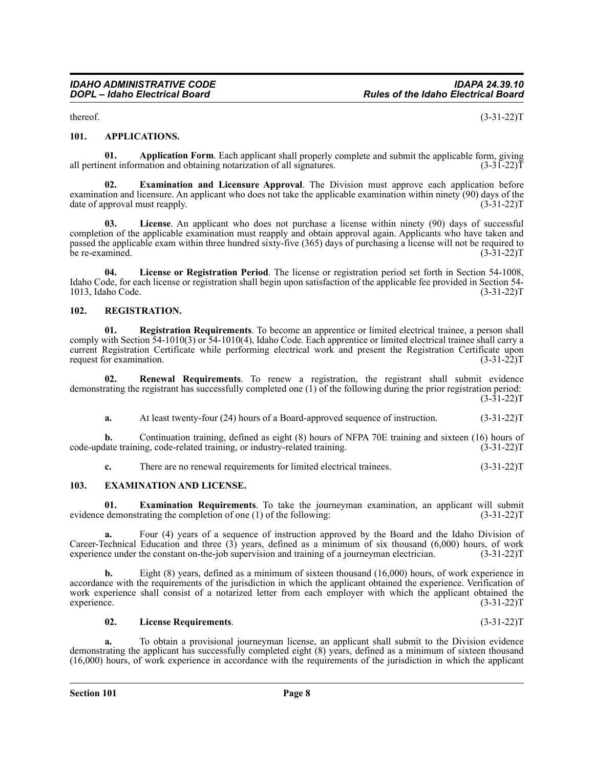thereof. (3-31-22)T

## 101. APPLICATIONS.

**01. Application Form**. Each applicant shall properly complete and submit the applicable form, giving all pertinent information and obtaining notarization of all signatures. (3-31-22)T

**02. Examination and Licensure Approval**. The Division must approve each application before examination and licensure. An applicant who does not take the applicable examination within ninety (90) days of the date of approval must reapply. (3-31-22)T

**03. License**. An applicant who does not purchase a license within ninety (90) days of successful completion of the applicable examination must reapply and obtain approval again. Applicants who have taken and passed the applicable exam within three hundred sixty-five (365) days of purchasing a license will not be required to be re-examined. (3-31-22)T

**04. License or Registration Period**. The license or registration period set forth in Section 54-1008, Idaho Code, for each license or registration shall begin upon satisfaction of the applicable fee provided in Section 54-1013, Idaho Code. (3-31-22)T

## 102. REGISTRATION.

**01. Registration Requirements**. To become an apprentice or limited electrical trainee, a person shall comply with Section 54-1010(3) or 54-1010(4), Idaho Code. Each apprentice or limited electrical trainee shall carry a current Registration Certificate while performing electrical work and present the Registration Certificate upon request for examination. (3-31-22)T

**02. Renewal Requirements**. To renew a registration, the registrant shall submit evidence demonstrating the registrant has successfully completed one (1) of the following during the prior registration period: (3-31-22)T

**a.** At least twenty-four (24) hours of a Board-approved sequence of instruction. (3-31-22)T

**b.** Continuation training, defined as eight (8) hours of NFPA 70E training and sixteen (16) hours of code-update training, code-related training, or industry-related training. (3-31-22)T

**c.** There are no renewal requirements for limited electrical trainees. (3-31-22)T

## 103. EXAMINATION AND LICENSE.

**01. Examination Requirements**. To take the journeyman examination, an applicant will submit evidence demonstrating the completion of one (1) of the following: (3-31-22)T

**a.** Four (4) years of a sequence of instruction approved by the Board and the Idaho Division of Career-Technical Education and three (3) years, defined as a minimum of six thousand (6,000) hours, of work experience under the constant on-the-job supervision and training of a journeyman electrician. (3-31-22)T

**b.** Eight (8) years, defined as a minimum of sixteen thousand (16,000) hours, of work experience in accordance with the requirements of the jurisdiction in which the applicant obtained the experience. Verification of work experience shall consist of a notarized letter from each employer with which the applicant obtained the experience. (3-31-22)T

**02. License Requirements**. (3-31-22)T

**a.** To obtain a provisional journeyman license, an applicant shall submit to the Division evidence demonstrating the applicant has successfully completed eight (8) years, defined as a minimum of sixteen thousand (16,000) hours, of work experience in accordance with the requirements of the jurisdiction in which the applicant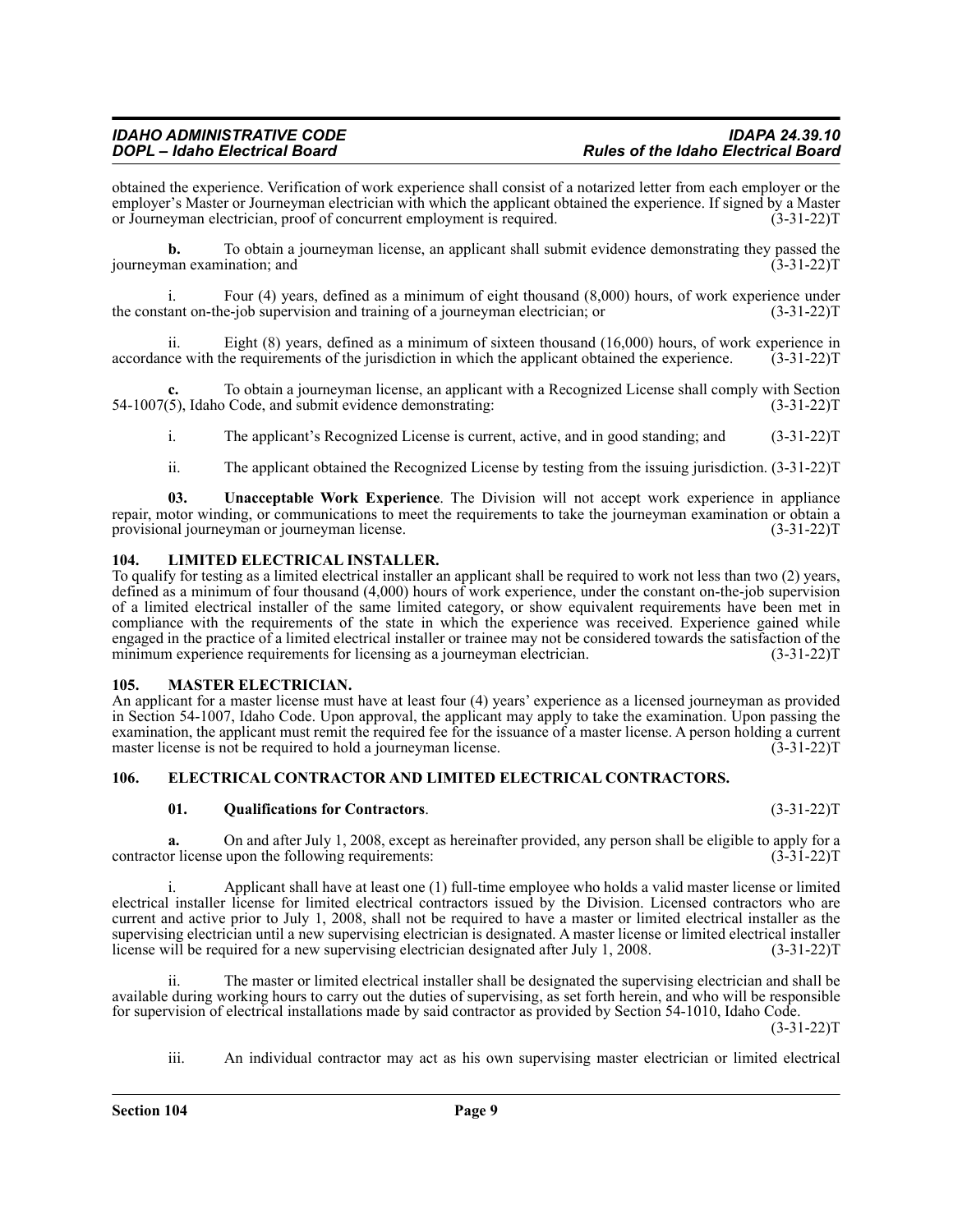obtained the experience. Verification of work experience shall consist of a notarized letter from each employer or the employer's Master or Journeyman electrician with which the applicant obtained the experience. If signed by a Master or Journeyman electrician, proof of concurrent employment is required. (3-31-22)T

**b.** To obtain a journeyman license, an applicant shall submit evidence demonstrating they passed the journeyman examination; and (3-31-22)T

i. Four (4) years, defined as a minimum of eight thousand (8,000) hours, of work experience under the constant on-the-job supervision and training of a journeyman electrician; or (3-31-22)T

ii. Eight (8) years, defined as a minimum of sixteen thousand (16,000) hours, of work experience in accordance with the requirements of the jurisdiction in which the applicant obtained the experience. (3-31-22)T

**c.** To obtain a journeyman license, an applicant with a Recognized License shall comply with Section 54-1007(5), Idaho Code, and submit evidence demonstrating: (3-31-22)T

i. The applicant's Recognized License is current, active, and in good standing; and (3-31-22)T

ii. The applicant obtained the Recognized License by testing from the issuing jurisdiction. (3-31-22)T

**03. Unacceptable Work Experience**. The Division will not accept work experience in appliance repair, motor winding, or communications to meet the requirements to take the journeyman examination or obtain a provisional journeyman or journeyman license. (3-31-22)T

## 104. LIMITED ELECTRICAL INSTALLER.

To qualify for testing as a limited electrical installer an applicant shall be required to work not less than two (2) years, defined as a minimum of four thousand (4,000) hours of work experience, under the constant on-the-job supervision of a limited electrical installer of the same limited category, or show equivalent requirements have been met in compliance with the requirements of the state in which the experience was received. Experience gained while engaged in the practice of a limited electrical installer or trainee may not be considered towards the satisfaction of the minimum experience requirements for licensing as a journeyman electrician. (3-31-22)T

## 105. MASTER ELECTRICIAN.

An applicant for a master license must have at least four (4) years' experience as a licensed journeyman as provided in Section 54-1007, Idaho Code. Upon approval, the applicant may apply to take the examination. Upon passing the examination, the applicant must remit the required fee for the issuance of a master license. A person holding a current master license is not be required to hold a journeyman license. (3-31-22)T

## 106. ELECTRICAL CONTRACTOR AND LIMITED ELECTRICAL CONTRACTORS.

**01. Qualifications for Contractors**. (3-31-22)T

**a.** On and after July 1, 2008, except as hereinafter provided, any person shall be eligible to apply for a contractor license upon the following requirements: (3-31-22)T

i. Applicant shall have at least one (1) full-time employee who holds a valid master license or limited electrical installer license for limited electrical contractors issued by the Division. Licensed contractors who are current and active prior to July 1, 2008, shall not be required to have a master or limited electrical installer as the supervising electrician until a new supervising electrician is designated. A master license or limited electrical installer license will be required for a new supervising electrician designated after July 1, 2008. (3-31-22)T

ii. The master or limited electrical installer shall be designated the supervising electrician and shall be available during working hours to carry out the duties of supervising, as set forth herein, and who will be responsible for supervision of electrical installations made by said contractor as provided by Section 54-1010, Idaho Code. (3-31-22)T

iii. An individual contractor may act as his own supervising master electrician or limited electrical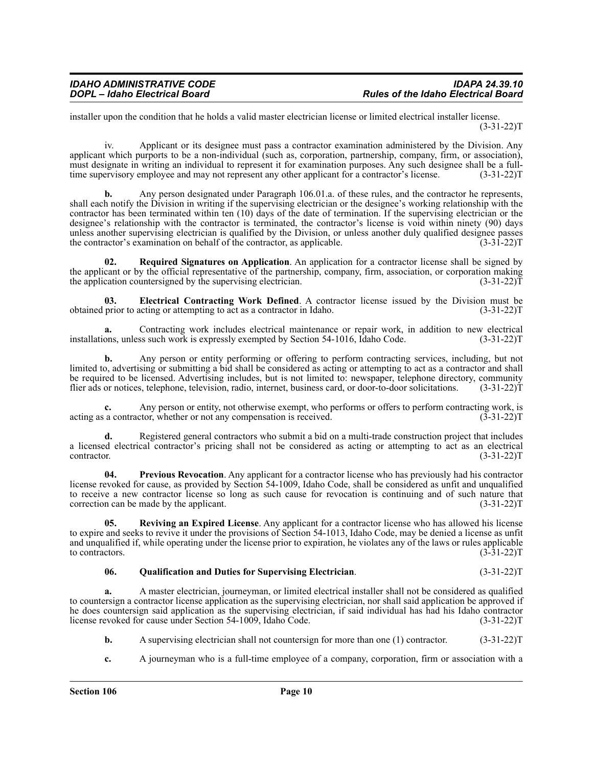installer upon the condition that he holds a valid master electrician license or limited electrical installer license. (3-31-22)T

iv. Applicant or its designee must pass a contractor examination administered by the Division. Any applicant which purports to be a non-individual (such as, corporation, partnership, company, firm, or association), must designate in writing an individual to represent it for examination purposes. Any such designee shall be a full-time supervisory employee and may not represent any other applicant for a contractor's license. (3-31-22)T

**b.** Any person designated under Paragraph 106.01.a. of these rules, and the contractor he represents, shall each notify the Division in writing if the supervising electrician or the designee's working relationship with the contractor has been terminated within ten (10) days of the date of termination. If the supervising electrician or the designee's relationship with the contractor is terminated, the contractor's license is void within ninety (90) days unless another supervising electrician is qualified by the Division, or unless another duly qualified designee passes the contractor's examination on behalf of the contractor, as applicable. (3-31-22)T

**02. Required Signatures on Application**. An application for a contractor license shall be signed by the applicant or by the official representative of the partnership, company, firm, association, or corporation making the application countersigned by the supervising electrician. (3-31-22)T

**03. Electrical Contracting Work Defined**. A contractor license issued by the Division must be obtained prior to acting or attempting to act as a contractor in Idaho. (3-31-22)T

**a.** Contracting work includes electrical maintenance or repair work, in addition to new electrical installations, unless such work is expressly exempted by Section 54-1016, Idaho Code. (3-31-22)T

**b.** Any person or entity performing or offering to perform contracting services, including, but not limited to, advertising or submitting a bid shall be considered as acting or attempting to act as a contractor and shall be required to be licensed. Advertising includes, but is not limited to: newspaper, telephone directory, community flier ads or notices, telephone, television, radio, internet, business card, or door-to-door solicitations. (3-31-22)T

**c.** Any person or entity, not otherwise exempt, who performs or offers to perform contracting work, is acting as a contractor, whether or not any compensation is received. (3-31-22)T

**d.** Registered general contractors who submit a bid on a multi-trade construction project that includes a licensed electrical contractor's pricing shall not be considered as acting or attempting to act as an electrical contractor. (3-31-22)T

**04. Previous Revocation**. Any applicant for a contractor license who has previously had his contractor license revoked for cause, as provided by Section 54-1009, Idaho Code, shall be considered as unfit and unqualified to receive a new contractor license so long as such cause for revocation is continuing and of such nature that correction can be made by the applicant. (3-31-22)T

**05. Reviving an Expired License**. Any applicant for a contractor license who has allowed his license to expire and seeks to revive it under the provisions of Section 54-1013, Idaho Code, may be denied a license as unfit and unqualified if, while operating under the license prior to expiration, he violates any of the laws or rules applicable to contractors. (3-31-22)T

**06. Qualification and Duties for Supervising Electrician**. (3-31-22)T

**a.** A master electrician, journeyman, or limited electrical installer shall not be considered as qualified to countersign a contractor license application as the supervising electrician, nor shall said application be approved if he does countersign said application as the supervising electrician, if said individual has had his Idaho contractor license revoked for cause under Section 54-1009, Idaho Code. (3-31-22)T

**b.** A supervising electrician shall not countersign for more than one (1) contractor. (3-31-22)T

**c.** A journeyman who is a full-time employee of a company, corporation, firm or association with a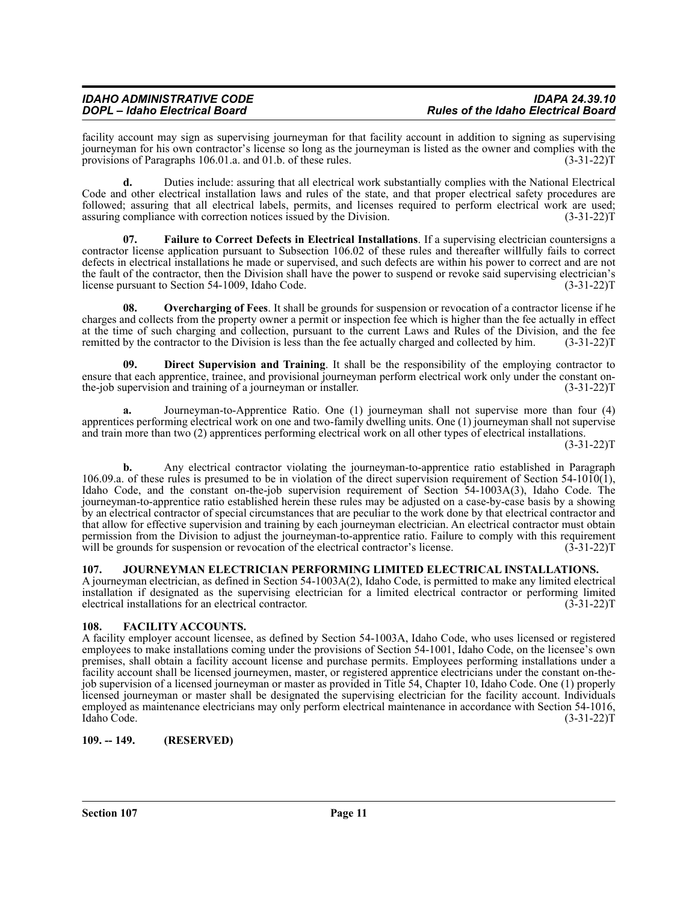facility account may sign as supervising journeyman for that facility account in addition to signing as supervising journeyman for his own contractor's license so long as the journeyman is listed as the owner and complies with the provisions of Paragraphs 106.01.a. and 01.b. of these rules. (3-31-22)T

**d.** Duties include: assuring that all electrical work substantially complies with the National Electrical Code and other electrical installation laws and rules of the state, and that proper electrical safety procedures are followed; assuring that all electrical labels, permits, and licenses required to perform electrical work are used; assuring compliance with correction notices issued by the Division. (3-31-22)T

**07. Failure to Correct Defects in Electrical Installations**. If a supervising electrician countersigns a contractor license application pursuant to Subsection 106.02 of these rules and thereafter willfully fails to correct defects in electrical installations he made or supervised, and such defects are within his power to correct and are not the fault of the contractor, then the Division shall have the power to suspend or revoke said supervising electrician's license pursuant to Section 54-1009, Idaho Code. (3-31-22)T

**08. Overcharging of Fees**. It shall be grounds for suspension or revocation of a contractor license if he charges and collects from the property owner a permit or inspection fee which is higher than the fee actually in effect at the time of such charging and collection, pursuant to the current Laws and Rules of the Division, and the fee remitted by the contractor to the Division is less than the fee actually charged and collected by him. (3-31-22)T

**09. Direct Supervision and Training**. It shall be the responsibility of the employing contractor to ensure that each apprentice, trainee, and provisional journeyman perform electrical work only under the constant on-the-job supervision and training of a journeyman or installer. (3-31-22)T

**a.** Journeyman-to-Apprentice Ratio. One (1) journeyman shall not supervise more than four (4) apprentices performing electrical work on one and two-family dwelling units. One (1) journeyman shall not supervise and train more than two (2) apprentices performing electrical work on all other types of electrical installations. (3-31-22)T

**b.** Any electrical contractor violating the journeyman-to-apprentice ratio established in Paragraph 106.09.a. of these rules is presumed to be in violation of the direct supervision requirement of Section 54-1010(1), Idaho Code, and the constant on-the-job supervision requirement of Section 54-1003A(3), Idaho Code. The journeyman-to-apprentice ratio established herein these rules may be adjusted on a case-by-case basis by a showing by an electrical contractor of special circumstances that are peculiar to the work done by that electrical contractor and that allow for effective supervision and training by each journeyman electrician. An electrical contractor must obtain permission from the Division to adjust the journeyman-to-apprentice ratio. Failure to comply with this requirement will be grounds for suspension or revocation of the electrical contractor's license. (3-31-22)T

## 107. JOURNEYMAN ELECTRICIAN PERFORMING LIMITED ELECTRICAL INSTALLATIONS.

A journeyman electrician, as defined in Section 54-1003A(2), Idaho Code, is permitted to make any limited electrical installation if designated as the supervising electrician for a limited electrical contractor or performing limited electrical installations for an electrical contractor. (3-31-22)T

## 108. FACILITY ACCOUNTS.

A facility employer account licensee, as defined by Section 54-1003A, Idaho Code, who uses licensed or registered employees to make installations coming under the provisions of Section 54-1001, Idaho Code, on the licensee's own premises, shall obtain a facility account license and purchase permits. Employees performing installations under a facility account shall be licensed journeymen, master, or registered apprentice electricians under the constant on-the-job supervision of a licensed journeyman or master as provided in Title 54, Chapter 10, Idaho Code. One (1) properly licensed journeyman or master shall be designated the supervising electrician for the facility account. Individuals employed as maintenance electricians may only perform electrical maintenance in accordance with Section 54-1016, Idaho Code. (3-31-22)T

## 109. -- 149. (RESERVED)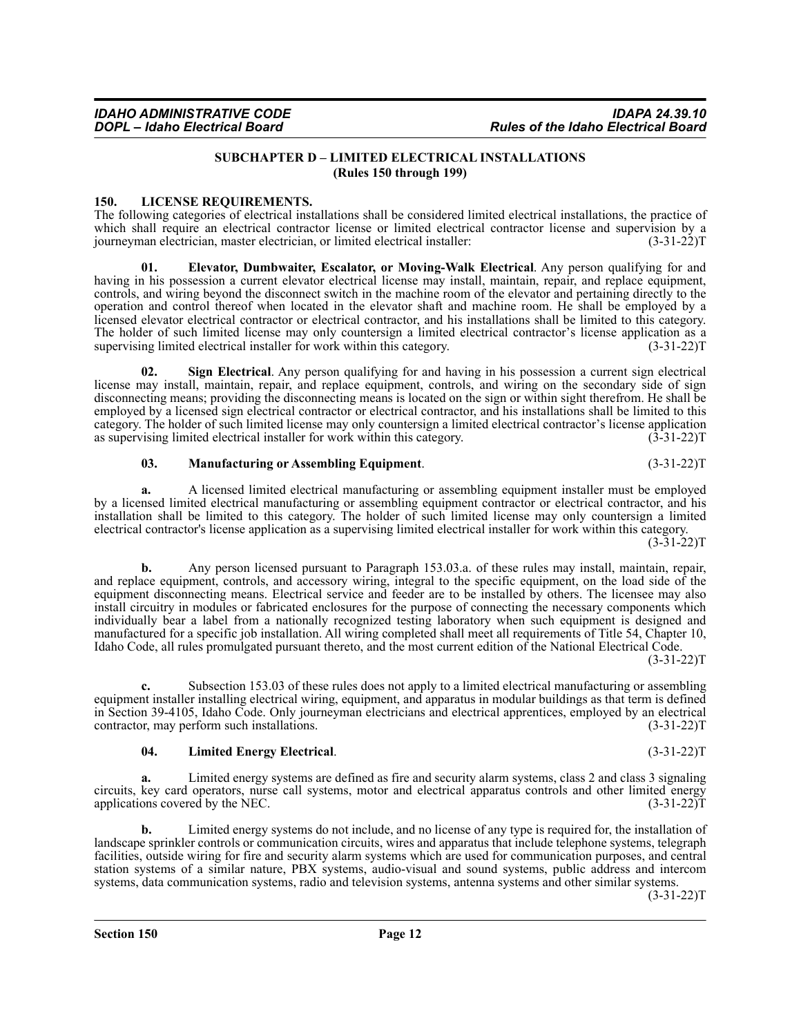## SUBCHAPTER D – LIMITED ELECTRICAL INSTALLATIONS
### (Rules 150 through 199)

**150. LICENSE REQUIREMENTS.**

The following categories of electrical installations shall be considered limited electrical installations, the practice of which shall require an electrical contractor license or limited electrical contractor license and supervision by a journeyman electrician, master electrician, or limited electrical installer: (3-31-22)T

**01. Elevator, Dumbwaiter, Escalator, or Moving-Walk Electrical**. Any person qualifying for and having in his possession a current elevator electrical license may install, maintain, repair, and replace equipment, controls, and wiring beyond the disconnect switch in the machine room of the elevator and pertaining directly to the operation and control thereof when located in the elevator shaft and machine room. He shall be employed by a licensed elevator electrical contractor or electrical contractor, and his installations shall be limited to this category. The holder of such limited license may only countersign a limited electrical contractor's license application as a supervising limited electrical installer for work within this category. (3-31-22)T

**02. Sign Electrical**. Any person qualifying for and having in his possession a current sign electrical license may install, maintain, repair, and replace equipment, controls, and wiring on the secondary side of sign disconnecting means; providing the disconnecting means is located on the sign or within sight therefrom. He shall be employed by a licensed sign electrical contractor or electrical contractor, and his installations shall be limited to this category. The holder of such limited license may only countersign a limited electrical contractor's license application as supervising limited electrical installer for work within this category. (3-31-22)T

**03. Manufacturing or Assembling Equipment**. (3-31-22)T

**a.** A licensed limited electrical manufacturing or assembling equipment installer must be employed by a licensed limited electrical manufacturing or assembling equipment contractor or electrical contractor, and his installation shall be limited to this category. The holder of such limited license may only countersign a limited electrical contractor's license application as a supervising limited electrical installer for work within this category. (3-31-22)T

**b.** Any person licensed pursuant to Paragraph 153.03.a. of these rules may install, maintain, repair, and replace equipment, controls, and accessory wiring, integral to the specific equipment, on the load side of the equipment disconnecting means. Electrical service and feeder are to be installed by others. The licensee may also install circuitry in modules or fabricated enclosures for the purpose of connecting the necessary components which individually bear a label from a nationally recognized testing laboratory when such equipment is designed and manufactured for a specific job installation. All wiring completed shall meet all requirements of Title 54, Chapter 10, Idaho Code, all rules promulgated pursuant thereto, and the most current edition of the National Electrical Code. (3-31-22)T

**c.** Subsection 153.03 of these rules does not apply to a limited electrical manufacturing or assembling equipment installer installing electrical wiring, equipment, and apparatus in modular buildings as that term is defined in Section 39-4105, Idaho Code. Only journeyman electricians and electrical apprentices, employed by an electrical contractor, may perform such installations. (3-31-22)T

**04. Limited Energy Electrical**. (3-31-22)T

**a.** Limited energy systems are defined as fire and security alarm systems, class 2 and class 3 signaling circuits, key card operators, nurse call systems, motor and electrical apparatus controls and other limited energy applications covered by the NEC. (3-31-22)T

**b.** Limited energy systems do not include, and no license of any type is required for, the installation of landscape sprinkler controls or communication circuits, wires and apparatus that include telephone systems, telegraph facilities, outside wiring for fire and security alarm systems which are used for communication purposes, and central station systems of a similar nature, PBX systems, audio-visual and sound systems, public address and intercom systems, data communication systems, radio and television systems, antenna systems and other similar systems. (3-31-22)T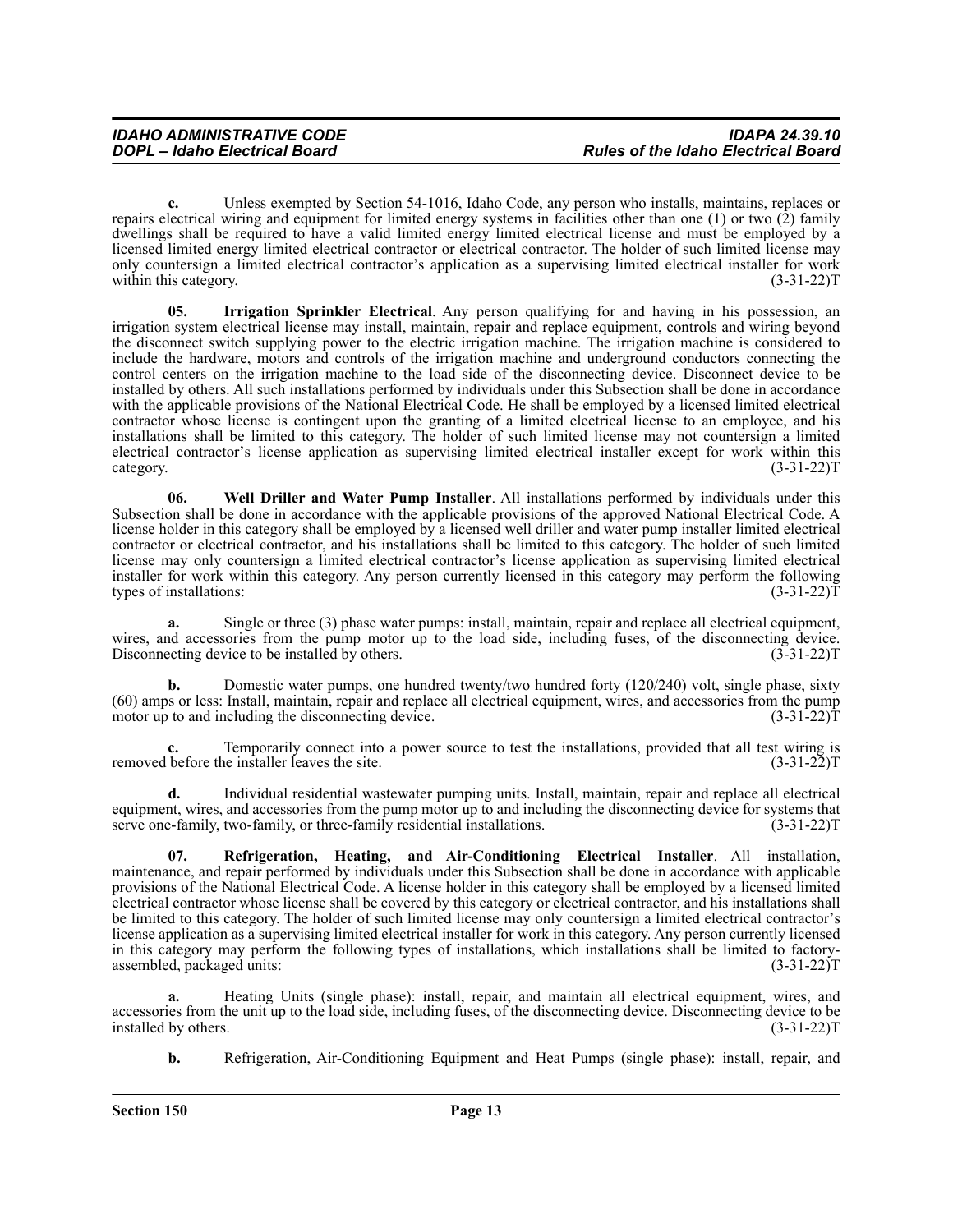**c.** Unless exempted by Section 54-1016, Idaho Code, any person who installs, maintains, replaces or repairs electrical wiring and equipment for limited energy systems in facilities other than one (1) or two (2) family dwellings shall be required to have a valid limited energy limited electrical license and must be employed by a licensed limited energy limited electrical contractor or electrical contractor. The holder of such limited license may only countersign a limited electrical contractor's application as a supervising limited electrical installer for work within this category. (3-31-22)T

**05. Irrigation Sprinkler Electrical**. Any person qualifying for and having in his possession, an irrigation system electrical license may install, maintain, repair and replace equipment, controls and wiring beyond the disconnect switch supplying power to the electric irrigation machine. The irrigation machine is considered to include the hardware, motors and controls of the irrigation machine and underground conductors connecting the control centers on the irrigation machine to the load side of the disconnecting device. Disconnect device to be installed by others. All such installations performed by individuals under this Subsection shall be done in accordance with the applicable provisions of the National Electrical Code. He shall be employed by a licensed limited electrical contractor whose license is contingent upon the granting of a limited electrical license to an employee, and his installations shall be limited to this category. The holder of such limited license may not countersign a limited electrical contractor's license application as supervising limited electrical installer except for work within this category. (3-31-22)T

**06. Well Driller and Water Pump Installer**. All installations performed by individuals under this Subsection shall be done in accordance with the applicable provisions of the approved National Electrical Code. A license holder in this category shall be employed by a licensed well driller and water pump installer limited electrical contractor or electrical contractor, and his installations shall be limited to this category. The holder of such limited license may only countersign a limited electrical contractor's license application as supervising limited electrical installer for work within this category. Any person currently licensed in this category may perform the following types of installations: (3-31-22)T

**a.** Single or three (3) phase water pumps: install, maintain, repair and replace all electrical equipment, wires, and accessories from the pump motor up to the load side, including fuses, of the disconnecting device. Disconnecting device to be installed by others. (3-31-22)T

**b.** Domestic water pumps, one hundred twenty/two hundred forty (120/240) volt, single phase, sixty (60) amps or less: Install, maintain, repair and replace all electrical equipment, wires, and accessories from the pump motor up to and including the disconnecting device. (3-31-22)T

**c.** Temporarily connect into a power source to test the installations, provided that all test wiring is removed before the installer leaves the site. (3-31-22)T

**d.** Individual residential wastewater pumping units. Install, maintain, repair and replace all electrical equipment, wires, and accessories from the pump motor up to and including the disconnecting device for systems that serve one-family, two-family, or three-family residential installations. (3-31-22)T

**07. Refrigeration, Heating, and Air-Conditioning Electrical Installer**. All installation, maintenance, and repair performed by individuals under this Subsection shall be done in accordance with applicable provisions of the National Electrical Code. A license holder in this category shall be employed by a licensed limited electrical contractor whose license shall be covered by this category or electrical contractor, and his installations shall be limited to this category. The holder of such limited license may only countersign a limited electrical contractor's license application as a supervising limited electrical installer for work in this category. Any person currently licensed in this category may perform the following types of installations, which installations shall be limited to factory-assembled, packaged units: (3-31-22)T

**a.** Heating Units (single phase): install, repair, and maintain all electrical equipment, wires, and accessories from the unit up to the load side, including fuses, of the disconnecting device. Disconnecting device to be installed by others. (3-31-22)T

**b.** Refrigeration, Air-Conditioning Equipment and Heat Pumps (single phase): install, repair, and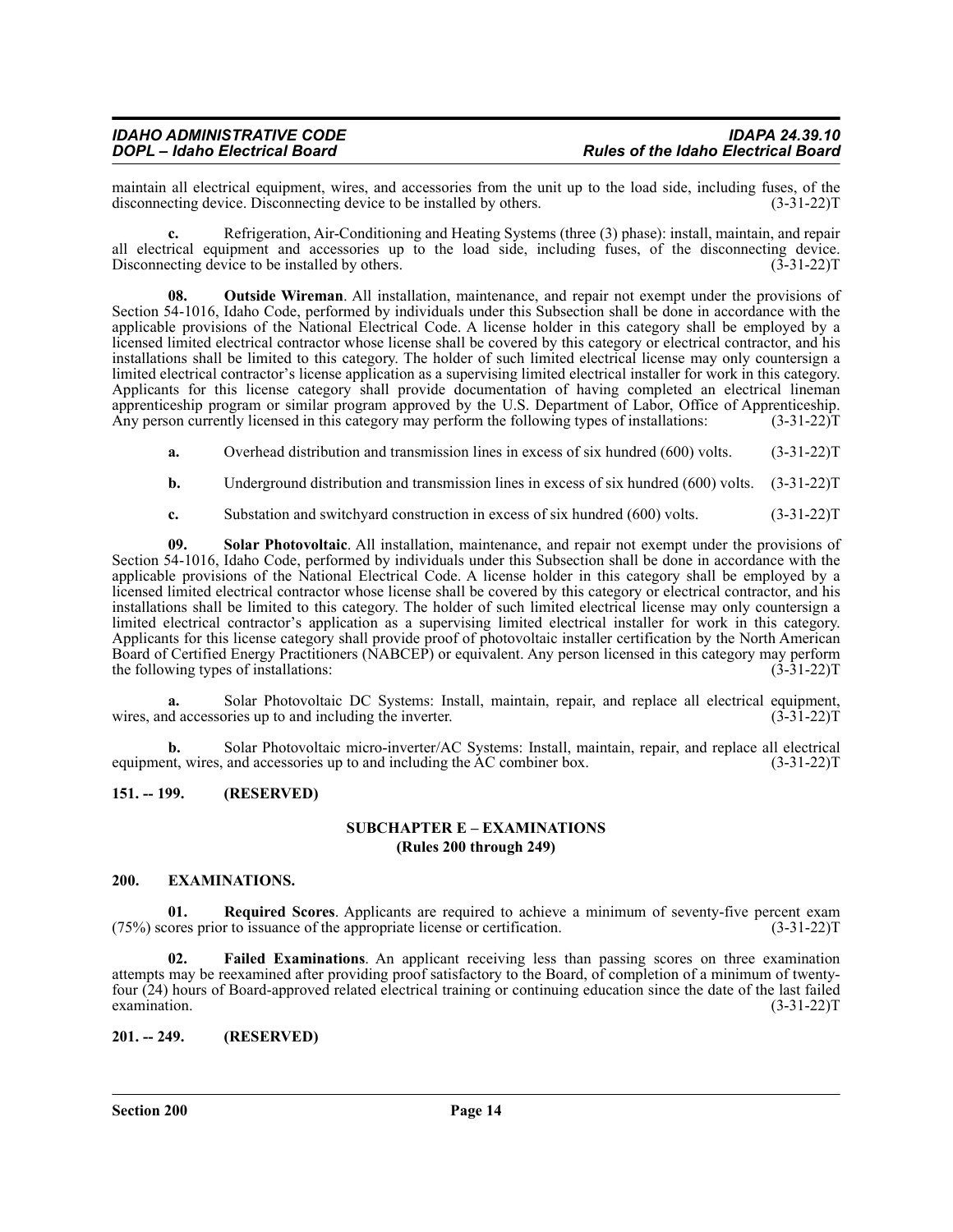maintain all electrical equipment, wires, and accessories from the unit up to the load side, including fuses, of the disconnecting device. Disconnecting device to be installed by others. (3-31-22)T

**c.** Refrigeration, Air-Conditioning and Heating Systems (three (3) phase): install, maintain, and repair all electrical equipment and accessories up to the load side, including fuses, of the disconnecting device. Disconnecting device to be installed by others. (3-31-22)T

**08. Outside Wireman**. All installation, maintenance, and repair not exempt under the provisions of Section 54-1016, Idaho Code, performed by individuals under this Subsection shall be done in accordance with the applicable provisions of the National Electrical Code. A license holder in this category shall be employed by a licensed limited electrical contractor whose license shall be covered by this category or electrical contractor, and his installations shall be limited to this category. The holder of such limited electrical license may only countersign a limited electrical contractor's license application as a supervising limited electrical installer for work in this category. Applicants for this license category shall provide documentation of having completed an electrical lineman apprenticeship program or similar program approved by the U.S. Department of Labor, Office of Apprenticeship. Any person currently licensed in this category may perform the following types of installations: (3-31-22)T

**a.** Overhead distribution and transmission lines in excess of six hundred (600) volts. (3-31-22)T

**b.** Underground distribution and transmission lines in excess of six hundred (600) volts. (3-31-22)T

**c.** Substation and switchyard construction in excess of six hundred (600) volts. (3-31-22)T

**09. Solar Photovoltaic**. All installation, maintenance, and repair not exempt under the provisions of Section 54-1016, Idaho Code, performed by individuals under this Subsection shall be done in accordance with the applicable provisions of the National Electrical Code. A license holder in this category shall be employed by a licensed limited electrical contractor whose license shall be covered by this category or electrical contractor, and his installations shall be limited to this category. The holder of such limited electrical license may only countersign a limited electrical contractor's application as a supervising limited electrical installer for work in this category. Applicants for this license category shall provide proof of photovoltaic installer certification by the North American Board of Certified Energy Practitioners (NABCEP) or equivalent. Any person licensed in this category may perform the following types of installations: (3-31-22)T

**a.** Solar Photovoltaic DC Systems: Install, maintain, repair, and replace all electrical equipment, wires, and accessories up to and including the inverter. (3-31-22)T

**b.** Solar Photovoltaic micro-inverter/AC Systems: Install, maintain, repair, and replace all electrical equipment, wires, and accessories up to and including the AC combiner box. (3-31-22)T

**151. -- 199. (RESERVED)**

## SUBCHAPTER E – EXAMINATIONS
### (Rules 200 through 249)

**200. EXAMINATIONS.**

**01. Required Scores**. Applicants are required to achieve a minimum of seventy-five percent exam (75%) scores prior to issuance of the appropriate license or certification. (3-31-22)T

**02. Failed Examinations**. An applicant receiving less than passing scores on three examination attempts may be reexamined after providing proof satisfactory to the Board, of completion of a minimum of twenty-four (24) hours of Board-approved related electrical training or continuing education since the date of the last failed examination. (3-31-22)T

**201. -- 249. (RESERVED)**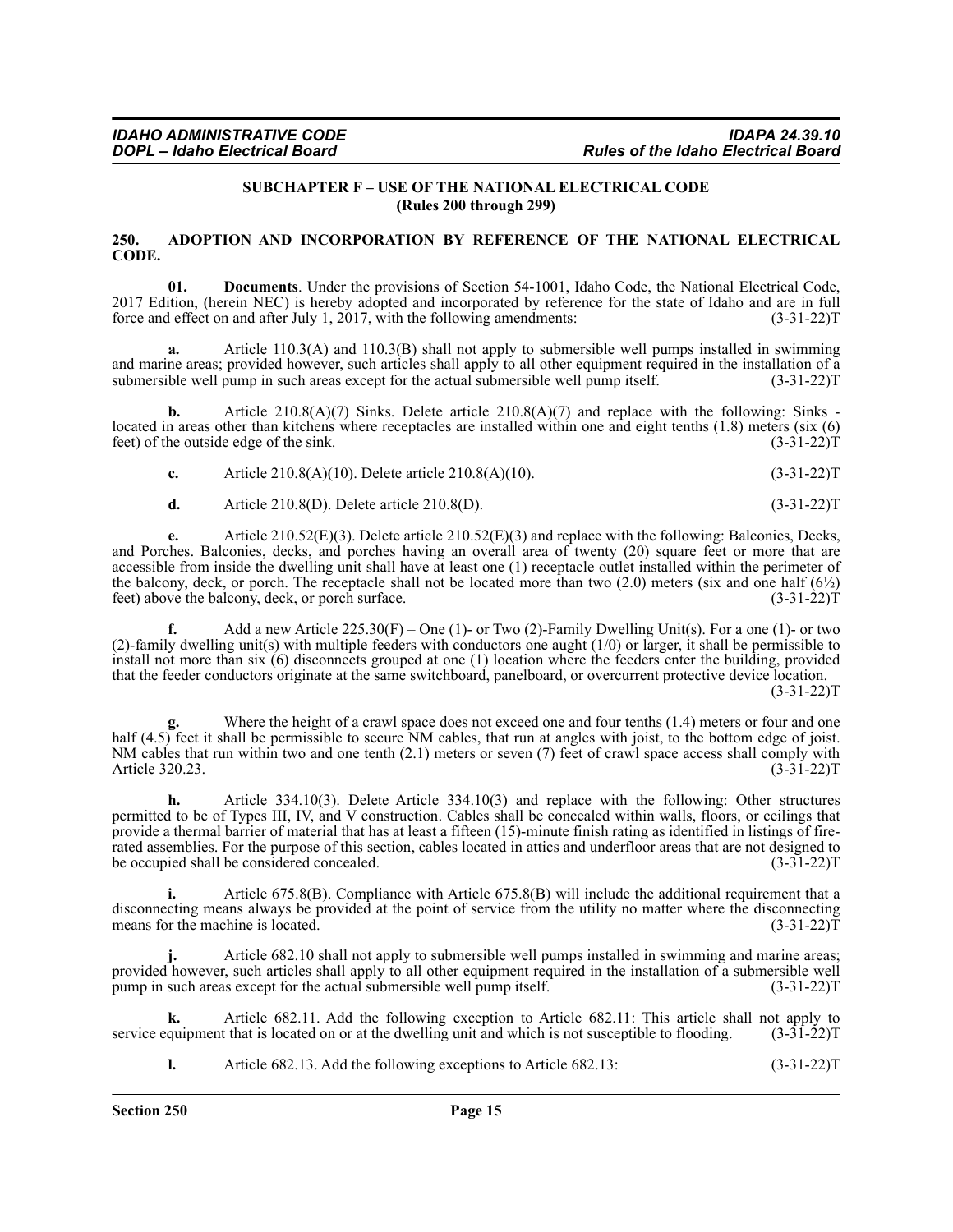## SUBCHAPTER F – USE OF THE NATIONAL ELECTRICAL CODE
### (Rules 200 through 299)

### 250. ADOPTION AND INCORPORATION BY REFERENCE OF THE NATIONAL ELECTRICAL CODE.

**01. Documents**. Under the provisions of Section 54-1001, Idaho Code, the National Electrical Code, 2017 Edition, (herein NEC) is hereby adopted and incorporated by reference for the state of Idaho and are in full force and effect on and after July 1, 2017, with the following amendments: (3-31-22)T

**a.** Article 110.3(A) and 110.3(B) shall not apply to submersible well pumps installed in swimming and marine areas; provided however, such articles shall apply to all other equipment required in the installation of a submersible well pump in such areas except for the actual submersible well pump itself. (3-31-22)T

**b.** Article 210.8(A)(7) Sinks. Delete article 210.8(A)(7) and replace with the following: Sinks - located in areas other than kitchens where receptacles are installed within one and eight tenths (1.8) meters (six (6) feet) of the outside edge of the sink. (3-31-22)T

**c.** Article 210.8(A)(10). Delete article 210.8(A)(10). (3-31-22)T

**d.** Article 210.8(D). Delete article 210.8(D). (3-31-22)T

**e.** Article 210.52(E)(3). Delete article 210.52(E)(3) and replace with the following: Balconies, Decks, and Porches. Balconies, decks, and porches having an overall area of twenty (20) square feet or more that are accessible from inside the dwelling unit shall have at least one (1) receptacle outlet installed within the perimeter of the balcony, deck, or porch. The receptacle shall not be located more than two (2.0) meters (six and one half (6½) feet) above the balcony, deck, or porch surface. (3-31-22)T

**f.** Add a new Article 225.30(F) – One (1)- or Two (2)-Family Dwelling Unit(s). For a one (1)- or two (2)-family dwelling unit(s) with multiple feeders with conductors one aught (1/0) or larger, it shall be permissible to install not more than six (6) disconnects grouped at one (1) location where the feeders enter the building, provided that the feeder conductors originate at the same switchboard, panelboard, or overcurrent protective device location. (3-31-22)T

**g.** Where the height of a crawl space does not exceed one and four tenths (1.4) meters or four and one half (4.5) feet it shall be permissible to secure NM cables, that run at angles with joist, to the bottom edge of joist. NM cables that run within two and one tenth (2.1) meters or seven (7) feet of crawl space access shall comply with Article 320.23. (3-31-22)T

**h.** Article 334.10(3). Delete Article 334.10(3) and replace with the following: Other structures permitted to be of Types III, IV, and V construction. Cables shall be concealed within walls, floors, or ceilings that provide a thermal barrier of material that has at least a fifteen (15)-minute finish rating as identified in listings of fire-rated assemblies. For the purpose of this section, cables located in attics and underfloor areas that are not designed to be occupied shall be considered concealed. (3-31-22)T

**i.** Article 675.8(B). Compliance with Article 675.8(B) will include the additional requirement that a disconnecting means always be provided at the point of service from the utility no matter where the disconnecting means for the machine is located. (3-31-22)T

**j.** Article 682.10 shall not apply to submersible well pumps installed in swimming and marine areas; provided however, such articles shall apply to all other equipment required in the installation of a submersible well pump in such areas except for the actual submersible well pump itself. (3-31-22)T

**k.** Article 682.11. Add the following exception to Article 682.11: This article shall not apply to service equipment that is located on or at the dwelling unit and which is not susceptible to flooding. (3-31-22)T

**l.** Article 682.13. Add the following exceptions to Article 682.13: (3-31-22)T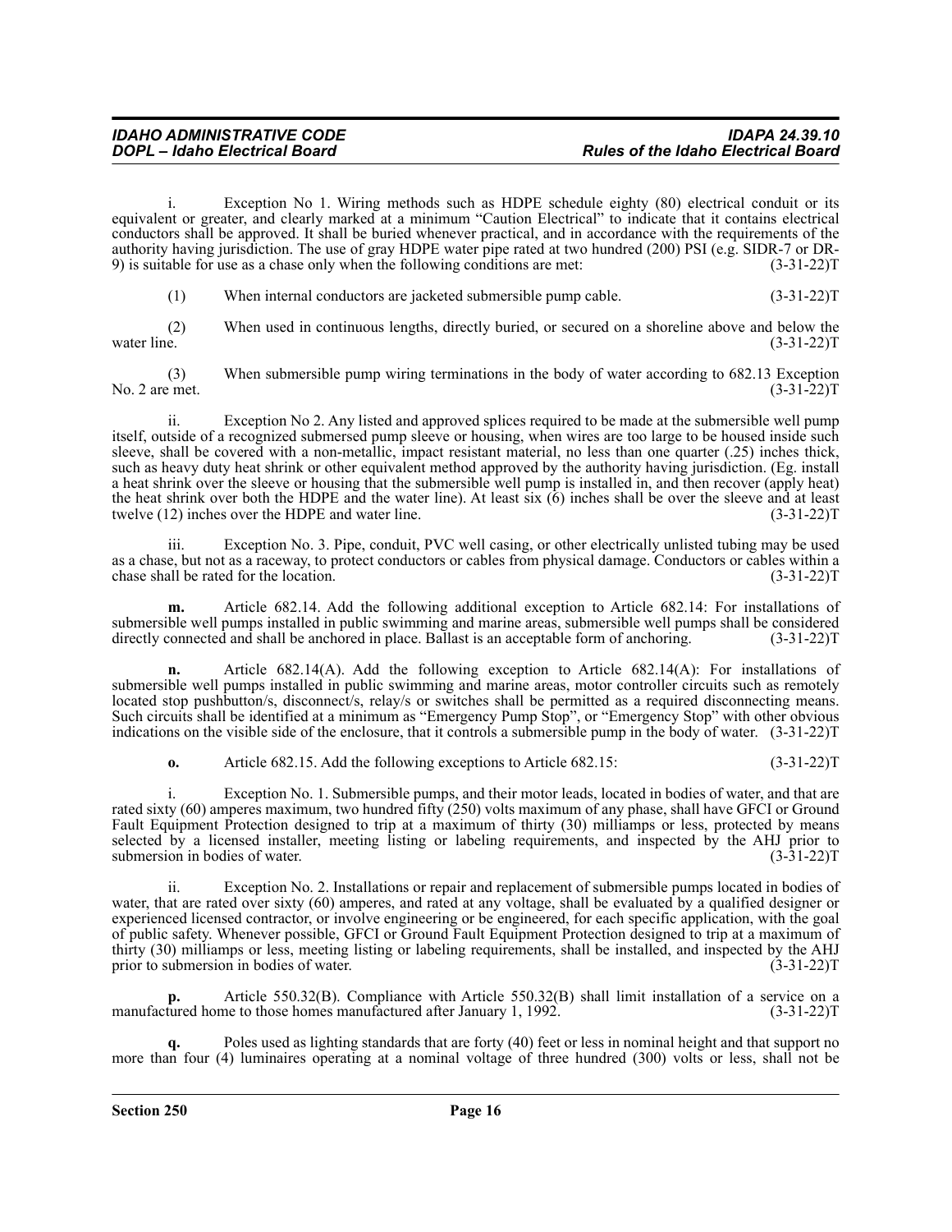i. Exception No 1. Wiring methods such as HDPE schedule eighty (80) electrical conduit or its equivalent or greater, and clearly marked at a minimum "Caution Electrical" to indicate that it contains electrical conductors shall be approved. It shall be buried whenever practical, and in accordance with the requirements of the authority having jurisdiction. The use of gray HDPE water pipe rated at two hundred (200) PSI (e.g. SIDR-7 or DR-9) is suitable for use as a chase only when the following conditions are met: (3-31-22)T

(1) When internal conductors are jacketed submersible pump cable. (3-31-22)T

(2) When used in continuous lengths, directly buried, or secured on a shoreline above and below the water line. (3-31-22)T

(3) When submersible pump wiring terminations in the body of water according to 682.13 Exception No. 2 are met. (3-31-22)T

ii. Exception No 2. Any listed and approved splices required to be made at the submersible well pump itself, outside of a recognized submersed pump sleeve or housing, when wires are too large to be housed inside such sleeve, shall be covered with a non-metallic, impact resistant material, no less than one quarter (.25) inches thick, such as heavy duty heat shrink or other equivalent method approved by the authority having jurisdiction. (Eg. install a heat shrink over the sleeve or housing that the submersible well pump is installed in, and then recover (apply heat) the heat shrink over both the HDPE and the water line). At least six (6) inches shall be over the sleeve and at least twelve (12) inches over the HDPE and water line. (3-31-22)T

iii. Exception No. 3. Pipe, conduit, PVC well casing, or other electrically unlisted tubing may be used as a chase, but not as a raceway, to protect conductors or cables from physical damage. Conductors or cables within a chase shall be rated for the location. (3-31-22)T

**m.** Article 682.14. Add the following additional exception to Article 682.14: For installations of submersible well pumps installed in public swimming and marine areas, submersible well pumps shall be considered directly connected and shall be anchored in place. Ballast is an acceptable form of anchoring. (3-31-22)T

**n.** Article 682.14(A). Add the following exception to Article 682.14(A): For installations of submersible well pumps installed in public swimming and marine areas, motor controller circuits such as remotely located stop pushbutton/s, disconnect/s, relay/s or switches shall be permitted as a required disconnecting means. Such circuits shall be identified at a minimum as "Emergency Pump Stop", or "Emergency Stop" with other obvious indications on the visible side of the enclosure, that it controls a submersible pump in the body of water. (3-31-22)T

**o.** Article 682.15. Add the following exceptions to Article 682.15: (3-31-22)T

i. Exception No. 1. Submersible pumps, and their motor leads, located in bodies of water, and that are rated sixty (60) amperes maximum, two hundred fifty (250) volts maximum of any phase, shall have GFCI or Ground Fault Equipment Protection designed to trip at a maximum of thirty (30) milliamps or less, protected by means selected by a licensed installer, meeting listing or labeling requirements, and inspected by the AHJ prior to submersion in bodies of water. (3-31-22)T

ii. Exception No. 2. Installations or repair and replacement of submersible pumps located in bodies of water, that are rated over sixty (60) amperes, and rated at any voltage, shall be evaluated by a qualified designer or experienced licensed contractor, or involve engineering or be engineered, for each specific application, with the goal of public safety. Whenever possible, GFCI or Ground Fault Equipment Protection designed to trip at a maximum of thirty (30) milliamps or less, meeting listing or labeling requirements, shall be installed, and inspected by the AHJ prior to submersion in bodies of water. (3-31-22)T

**p.** Article 550.32(B). Compliance with Article 550.32(B) shall limit installation of a service on a manufactured home to those homes manufactured after January 1, 1992. (3-31-22)T

**q.** Poles used as lighting standards that are forty (40) feet or less in nominal height and that support no more than four (4) luminaires operating at a nominal voltage of three hundred (300) volts or less, shall not be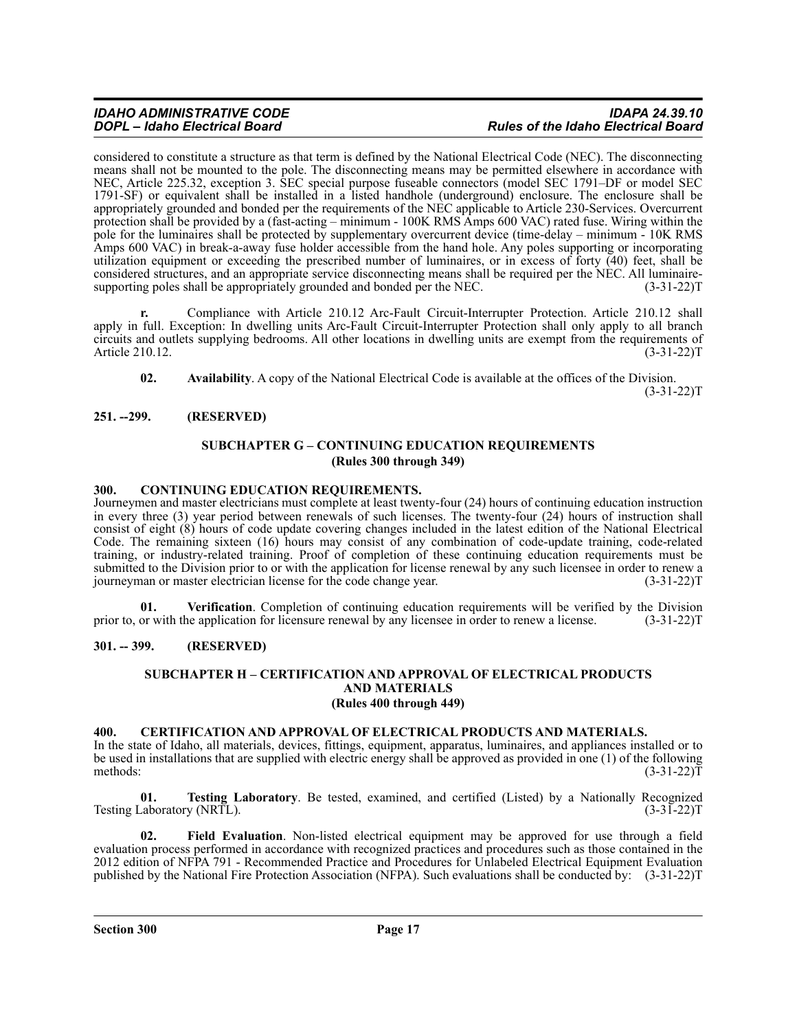considered to constitute a structure as that term is defined by the National Electrical Code (NEC). The disconnecting means shall not be mounted to the pole. The disconnecting means may be permitted elsewhere in accordance with NEC, Article 225.32, exception 3. SEC special purpose fuseable connectors (model SEC 1791–DF or model SEC 1791-SF) or equivalent shall be installed in a listed handhole (underground) enclosure. The enclosure shall be appropriately grounded and bonded per the requirements of the NEC applicable to Article 230-Services. Overcurrent protection shall be provided by a (fast-acting – minimum - 100K RMS Amps 600 VAC) rated fuse. Wiring within the pole for the luminaires shall be protected by supplementary overcurrent device (time-delay – minimum - 10K RMS Amps 600 VAC) in break-a-away fuse holder accessible from the hand hole. Any poles supporting or incorporating utilization equipment or exceeding the prescribed number of luminaires, or in excess of forty (40) feet, shall be considered structures, and an appropriate service disconnecting means shall be required per the NEC. All luminaire-supporting poles shall be appropriately grounded and bonded per the NEC. (3-31-22)T

**r.** Compliance with Article 210.12 Arc-Fault Circuit-Interrupter Protection. Article 210.12 shall apply in full. Exception: In dwelling units Arc-Fault Circuit-Interrupter Protection shall only apply to all branch circuits and outlets supplying bedrooms. All other locations in dwelling units are exempt from the requirements of Article 210.12. (3-31-22)T

**02. Availability**. A copy of the National Electrical Code is available at the offices of the Division. (3-31-22)T

### 251. --299. (RESERVED)

## SUBCHAPTER G – CONTINUING EDUCATION REQUIREMENTS
## (Rules 300 through 349)

### 300. CONTINUING EDUCATION REQUIREMENTS.

Journeymen and master electricians must complete at least twenty-four (24) hours of continuing education instruction in every three (3) year period between renewals of such licenses. The twenty-four (24) hours of instruction shall consist of eight (8) hours of code update covering changes included in the latest edition of the National Electrical Code. The remaining sixteen (16) hours may consist of any combination of code-update training, code-related training, or industry-related training. Proof of completion of these continuing education requirements must be submitted to the Division prior to or with the application for license renewal by any such licensee in order to renew a journeyman or master electrician license for the code change year. (3-31-22)T

**01. Verification**. Completion of continuing education requirements will be verified by the Division prior to, or with the application for licensure renewal by any licensee in order to renew a license. (3-31-22)T

### 301. -- 399. (RESERVED)

## SUBCHAPTER H – CERTIFICATION AND APPROVAL OF ELECTRICAL PRODUCTS AND MATERIALS
## (Rules 400 through 449)

### 400. CERTIFICATION AND APPROVAL OF ELECTRICAL PRODUCTS AND MATERIALS.

In the state of Idaho, all materials, devices, fittings, equipment, apparatus, luminaires, and appliances installed or to be used in installations that are supplied with electric energy shall be approved as provided in one (1) of the following methods: (3-31-22)T

**01. Testing Laboratory**. Be tested, examined, and certified (Listed) by a Nationally Recognized Testing Laboratory (NRTL). (3-31-22)T

**02. Field Evaluation**. Non-listed electrical equipment may be approved for use through a field evaluation process performed in accordance with recognized practices and procedures such as those contained in the 2012 edition of NFPA 791 - Recommended Practice and Procedures for Unlabeled Electrical Equipment Evaluation published by the National Fire Protection Association (NFPA). Such evaluations shall be conducted by: (3-31-22)T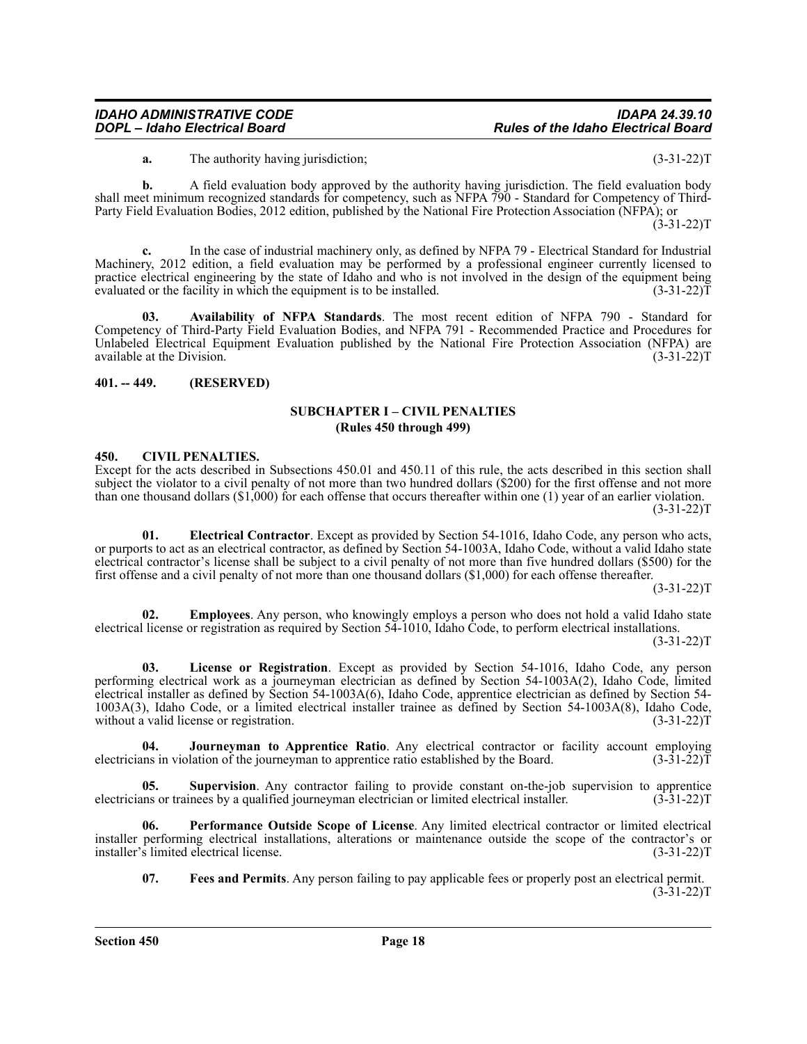**a.** The authority having jurisdiction; (3-31-22)T

**b.** A field evaluation body approved by the authority having jurisdiction. The field evaluation body shall meet minimum recognized standards for competency, such as NFPA 790 - Standard for Competency of Third-Party Field Evaluation Bodies, 2012 edition, published by the National Fire Protection Association (NFPA); or (3-31-22)T

**c.** In the case of industrial machinery only, as defined by NFPA 79 - Electrical Standard for Industrial Machinery, 2012 edition, a field evaluation may be performed by a professional engineer currently licensed to practice electrical engineering by the state of Idaho and who is not involved in the design of the equipment being evaluated or the facility in which the equipment is to be installed. (3-31-22)T

**03. Availability of NFPA Standards**. The most recent edition of NFPA 790 - Standard for Competency of Third-Party Field Evaluation Bodies, and NFPA 791 - Recommended Practice and Procedures for Unlabeled Electrical Equipment Evaluation published by the National Fire Protection Association (NFPA) are available at the Division. (3-31-22)T

**401. -- 449. (RESERVED)**

## SUBCHAPTER I – CIVIL PENALTIES
### (Rules 450 through 499)

**450. CIVIL PENALTIES.**

Except for the acts described in Subsections 450.01 and 450.11 of this rule, the acts described in this section shall subject the violator to a civil penalty of not more than two hundred dollars ($200) for the first offense and not more than one thousand dollars ($1,000) for each offense that occurs thereafter within one (1) year of an earlier violation. (3-31-22)T

**01. Electrical Contractor**. Except as provided by Section 54-1016, Idaho Code, any person who acts, or purports to act as an electrical contractor, as defined by Section 54-1003A, Idaho Code, without a valid Idaho state electrical contractor's license shall be subject to a civil penalty of not more than five hundred dollars ($500) for the first offense and a civil penalty of not more than one thousand dollars ($1,000) for each offense thereafter. (3-31-22)T

**02. Employees**. Any person, who knowingly employs a person who does not hold a valid Idaho state electrical license or registration as required by Section 54-1010, Idaho Code, to perform electrical installations. (3-31-22)T

**03. License or Registration**. Except as provided by Section 54-1016, Idaho Code, any person performing electrical work as a journeyman electrician as defined by Section 54-1003A(2), Idaho Code, limited electrical installer as defined by Section 54-1003A(6), Idaho Code, apprentice electrician as defined by Section 54-1003A(3), Idaho Code, or a limited electrical installer trainee as defined by Section 54-1003A(8), Idaho Code, without a valid license or registration. (3-31-22)T

**04. Journeyman to Apprentice Ratio**. Any electrical contractor or facility account employing electricians in violation of the journeyman to apprentice ratio established by the Board. (3-31-22)T

**05. Supervision**. Any contractor failing to provide constant on-the-job supervision to apprentice electricians or trainees by a qualified journeyman electrician or limited electrical installer. (3-31-22)T

**06. Performance Outside Scope of License**. Any limited electrical contractor or limited electrical installer performing electrical installations, alterations or maintenance outside the scope of the contractor's or installer's limited electrical license. (3-31-22)T

**07. Fees and Permits**. Any person failing to pay applicable fees or properly post an electrical permit. (3-31-22)T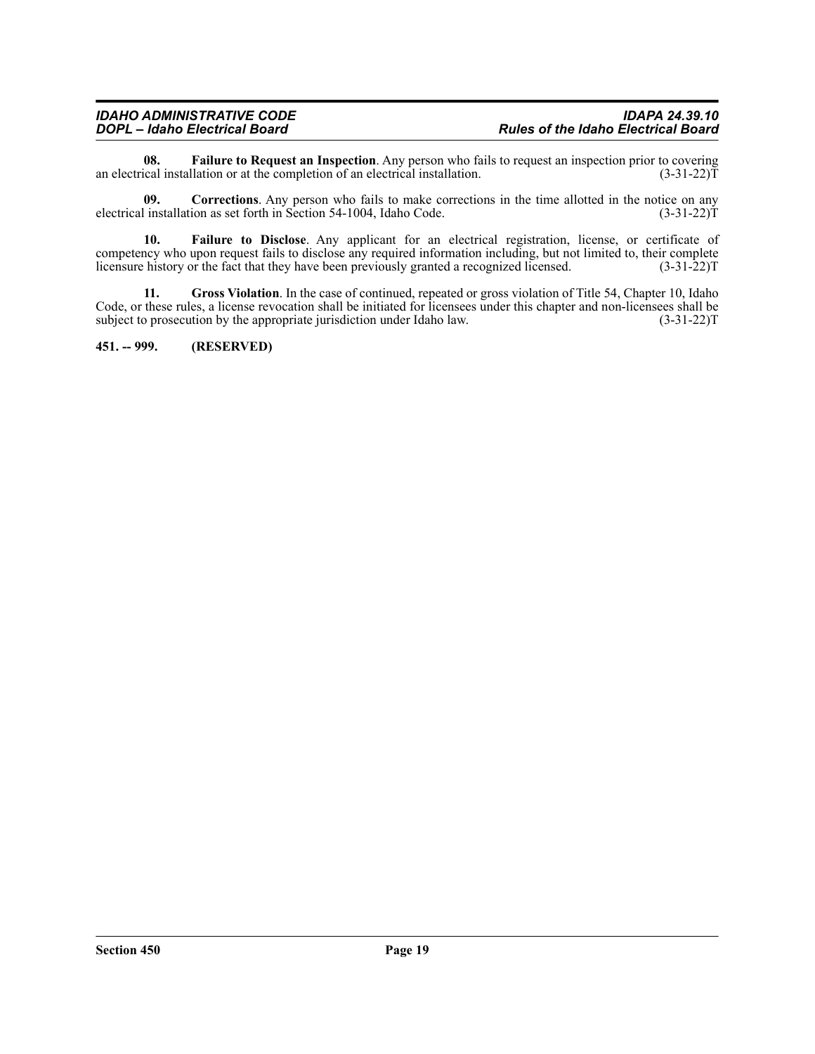**08. Failure to Request an Inspection**. Any person who fails to request an inspection prior to covering an electrical installation or at the completion of an electrical installation. (3-31-22)T

**09. Corrections**. Any person who fails to make corrections in the time allotted in the notice on any electrical installation as set forth in Section 54-1004, Idaho Code. (3-31-22)T

**10. Failure to Disclose**. Any applicant for an electrical registration, license, or certificate of competency who upon request fails to disclose any required information including, but not limited to, their complete licensure history or the fact that they have been previously granted a recognized licensed. (3-31-22)T

**11. Gross Violation**. In the case of continued, repeated or gross violation of Title 54, Chapter 10, Idaho Code, or these rules, a license revocation shall be initiated for licensees under this chapter and non-licensees shall be subject to prosecution by the appropriate jurisdiction under Idaho law. (3-31-22)T

**451. -- 999. (RESERVED)**